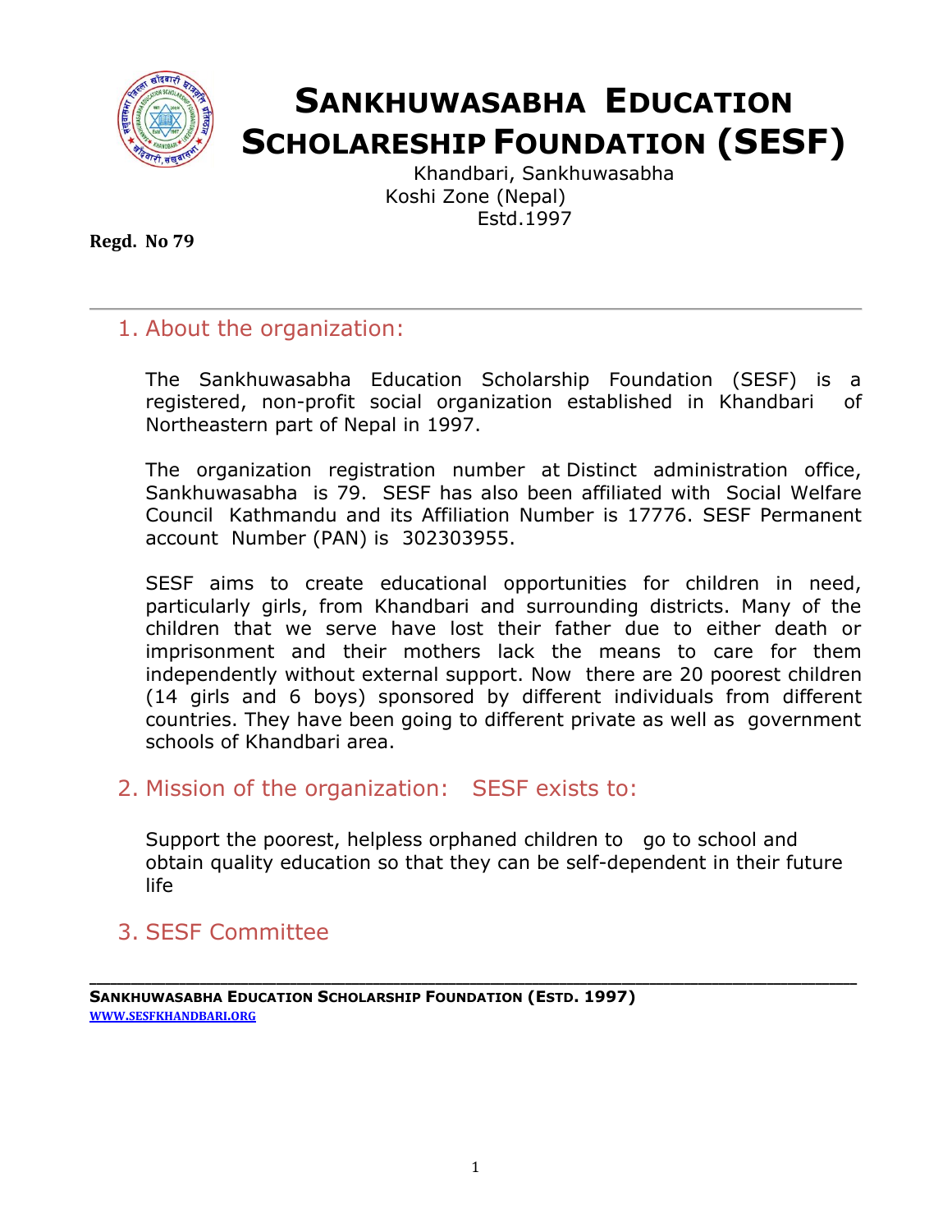# SANKHUWASABHA EDUCATION SCHOLARESHIP FOUNDATION (SESF)

Khandbari, Sankhuwasabha
Koshi Zone (Nepal)
Estd.1997

**Regd. No 79**

---

## 1. About the organization:

The Sankhuwasabha Education Scholarship Foundation (SESF) is a registered, non-profit social organization established in Khandbari of Northeastern part of Nepal in 1997.

The organization registration number at Distinct administration office, Sankhuwasabha is 79. SESF has also been affiliated with Social Welfare Council Kathmandu and its Affiliation Number is 17776. SESF Permanent account Number (PAN) is 302303955.

SESF aims to create educational opportunities for children in need, particularly girls, from Khandbari and surrounding districts. Many of the children that we serve have lost their father due to either death or imprisonment and their mothers lack the means to care for them independently without external support. Now there are 20 poorest children (14 girls and 6 boys) sponsored by different individuals from different countries. They have been going to different private as well as government schools of Khandbari area.

## 2. Mission of the organization: SESF exists to:

Support the poorest, helpless orphaned children to go to school and obtain quality education so that they can be self-dependent in their future life

## 3. SESF Committee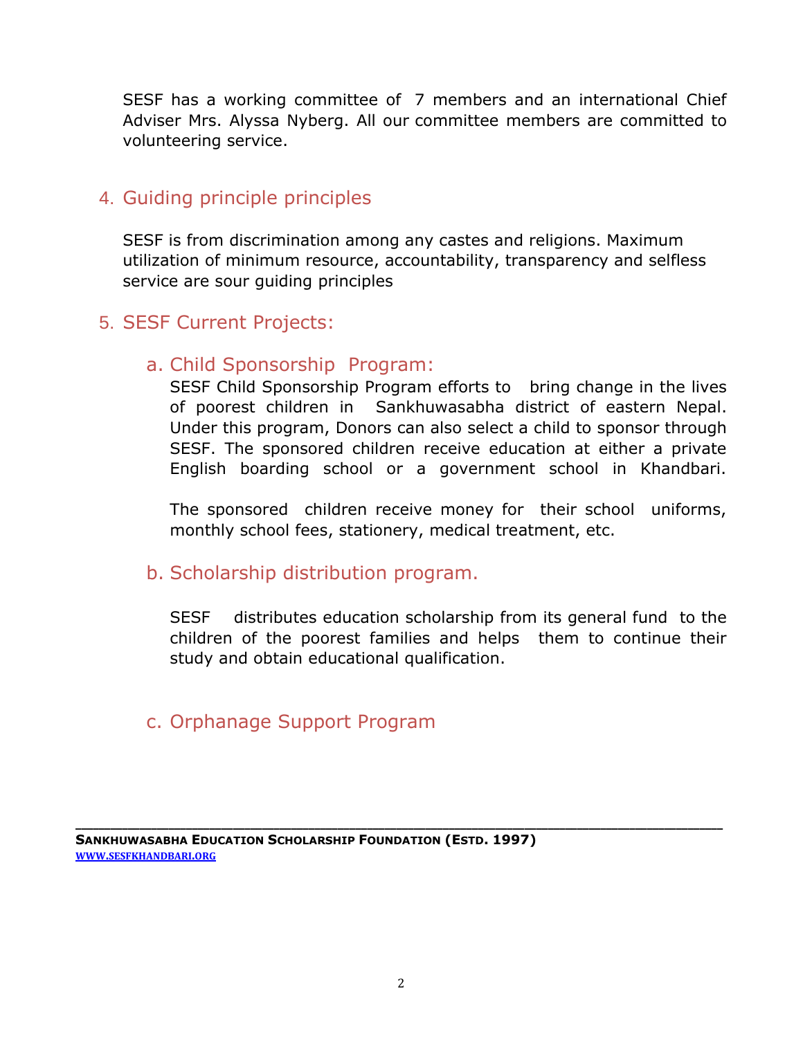SESF has a working committee of 7 members and an international Chief Adviser Mrs. Alyssa Nyberg. All our committee members are committed to volunteering service.

## 4. Guiding principle principles

SESF is from discrimination among any castes and religions. Maximum utilization of minimum resource, accountability, transparency and selfless service are sour guiding principles

## 5. SESF Current Projects:

### a. Child Sponsorship Program:

SESF Child Sponsorship Program efforts to bring change in the lives of poorest children in Sankhuwasabha district of eastern Nepal. Under this program, Donors can also select a child to sponsor through SESF. The sponsored children receive education at either a private English boarding school or a government school in Khandbari.

The sponsored children receive money for their school uniforms, monthly school fees, stationery, medical treatment, etc.

### b. Scholarship distribution program.

SESF distributes education scholarship from its general fund to the children of the poorest families and helps them to continue their study and obtain educational qualification.

### c. Orphanage Support Program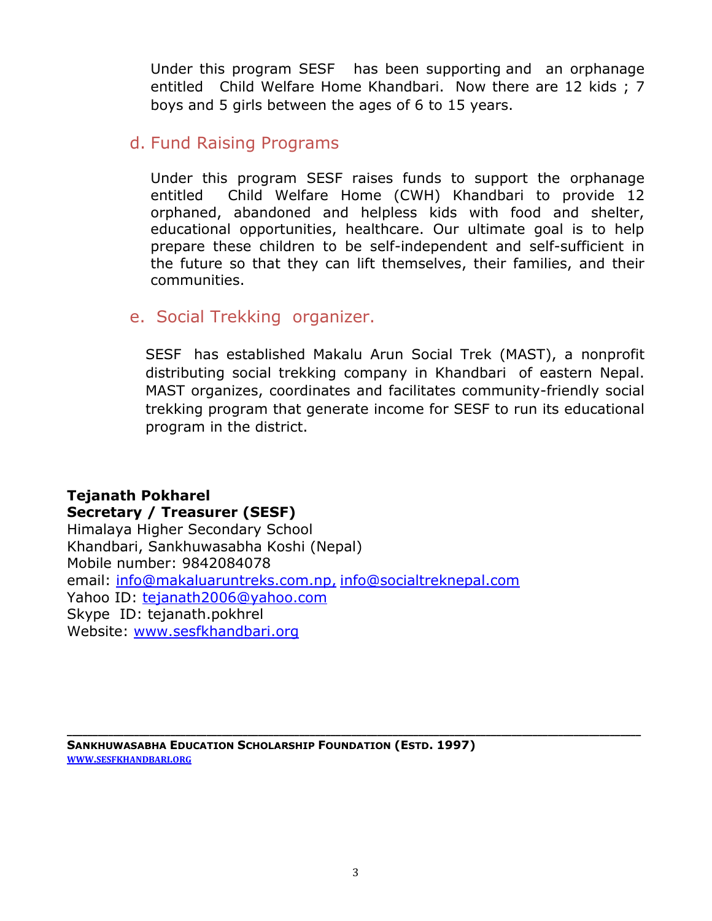Under this program SESF has been supporting and an orphanage entitled Child Welfare Home Khandbari. Now there are 12 kids ; 7 boys and 5 girls between the ages of 6 to 15 years.

## d. Fund Raising Programs

Under this program SESF raises funds to support the orphanage entitled Child Welfare Home (CWH) Khandbari to provide 12 orphaned, abandoned and helpless kids with food and shelter, educational opportunities, healthcare. Our ultimate goal is to help prepare these children to be self-independent and self-sufficient in the future so that they can lift themselves, their families, and their communities.

## e. Social Trekking organizer.

SESF has established Makalu Arun Social Trek (MAST), a nonprofit distributing social trekking company in Khandbari of eastern Nepal. MAST organizes, coordinates and facilitates community-friendly social trekking program that generate income for SESF to run its educational program in the district.

**Tejanath Pokharel**
**Secretary / Treasurer (SESF)**
Himalaya Higher Secondary School
Khandbari, Sankhuwasabha Koshi (Nepal)
Mobile number: 9842084078
email: info@makaluaruntreks.com.np, info@socialtreknepal.com
Yahoo ID: tejanath2006@yahoo.com
Skype ID: tejanath.pokhrel
Website: www.sesfkhandbari.org